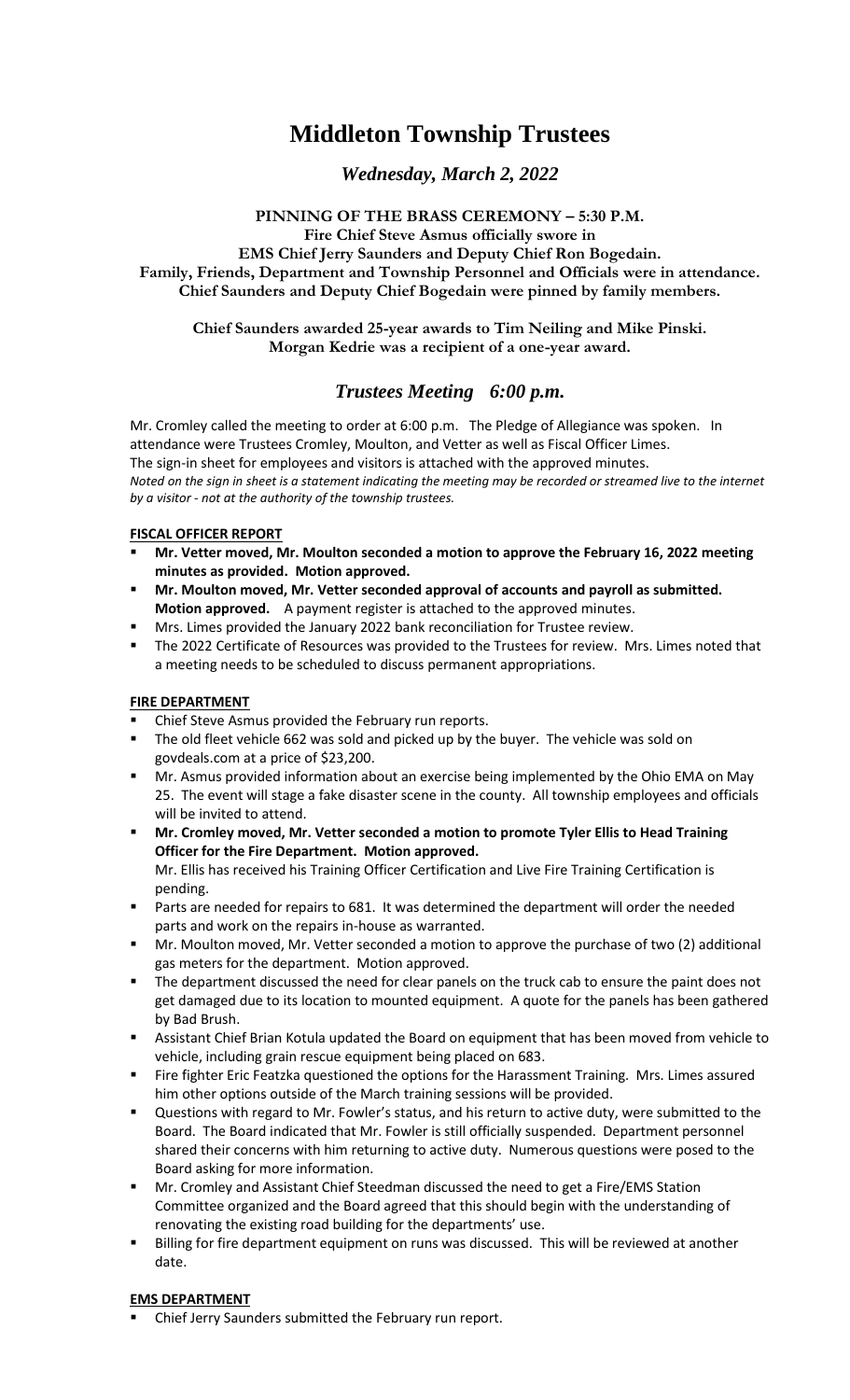# Middleton Township Trustees

## *Wednesday, March 2, 2022*

**PINNING OF THE BRASS CEREMONY – 5:30 P.M.**
**Fire Chief Steve Asmus officially swore in**
**EMS Chief Jerry Saunders and Deputy Chief Ron Bogedain.**
**Family, Friends, Department and Township Personnel and Officials were in attendance.**
**Chief Saunders and Deputy Chief Bogedain were pinned by family members.**

**Chief Saunders awarded 25-year awards to Tim Neiling and Mike Pinski.**
**Morgan Kedrie was a recipient of a one-year award.**

## *Trustees Meeting 6:00 p.m.*

Mr. Cromley called the meeting to order at 6:00 p.m. The Pledge of Allegiance was spoken. In attendance were Trustees Cromley, Moulton, and Vetter as well as Fiscal Officer Limes.
The sign-in sheet for employees and visitors is attached with the approved minutes.
*Noted on the sign in sheet is a statement indicating the meeting may be recorded or streamed live to the internet by a visitor - not at the authority of the township trustees.*

**FISCAL OFFICER REPORT**

- **Mr. Vetter moved, Mr. Moulton seconded a motion to approve the February 16, 2022 meeting minutes as provided. Motion approved.**
- **Mr. Moulton moved, Mr. Vetter seconded approval of accounts and payroll as submitted. Motion approved.** A payment register is attached to the approved minutes.
- Mrs. Limes provided the January 2022 bank reconciliation for Trustee review.
- The 2022 Certificate of Resources was provided to the Trustees for review. Mrs. Limes noted that a meeting needs to be scheduled to discuss permanent appropriations.

**FIRE DEPARTMENT**

- Chief Steve Asmus provided the February run reports.
- The old fleet vehicle 662 was sold and picked up by the buyer. The vehicle was sold on govdeals.com at a price of $23,200.
- Mr. Asmus provided information about an exercise being implemented by the Ohio EMA on May 25. The event will stage a fake disaster scene in the county. All township employees and officials will be invited to attend.
- **Mr. Cromley moved, Mr. Vetter seconded a motion to promote Tyler Ellis to Head Training Officer for the Fire Department. Motion approved.**
  Mr. Ellis has received his Training Officer Certification and Live Fire Training Certification is pending.
- Parts are needed for repairs to 681. It was determined the department will order the needed parts and work on the repairs in-house as warranted.
- Mr. Moulton moved, Mr. Vetter seconded a motion to approve the purchase of two (2) additional gas meters for the department. Motion approved.
- The department discussed the need for clear panels on the truck cab to ensure the paint does not get damaged due to its location to mounted equipment. A quote for the panels has been gathered by Bad Brush.
- Assistant Chief Brian Kotula updated the Board on equipment that has been moved from vehicle to vehicle, including grain rescue equipment being placed on 683.
- Fire fighter Eric Featzka questioned the options for the Harassment Training. Mrs. Limes assured him other options outside of the March training sessions will be provided.
- Questions with regard to Mr. Fowler's status, and his return to active duty, were submitted to the Board. The Board indicated that Mr. Fowler is still officially suspended. Department personnel shared their concerns with him returning to active duty. Numerous questions were posed to the Board asking for more information.
- Mr. Cromley and Assistant Chief Steedman discussed the need to get a Fire/EMS Station Committee organized and the Board agreed that this should begin with the understanding of renovating the existing road building for the departments' use.
- Billing for fire department equipment on runs was discussed. This will be reviewed at another date.

**EMS DEPARTMENT**

- Chief Jerry Saunders submitted the February run report.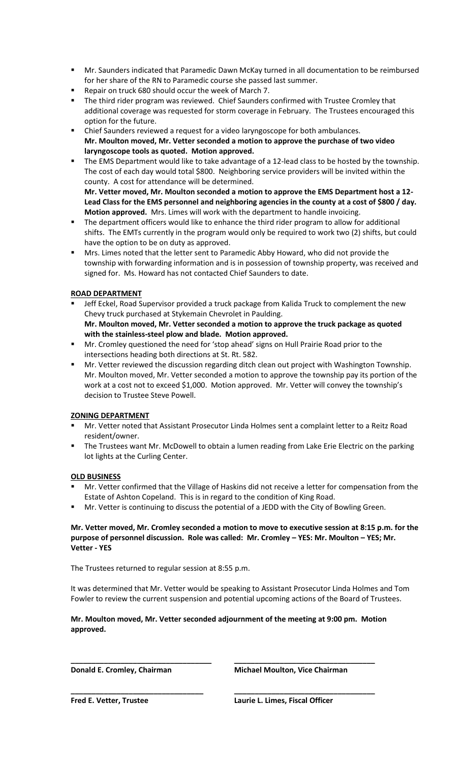- Mr. Saunders indicated that Paramedic Dawn McKay turned in all documentation to be reimbursed for her share of the RN to Paramedic course she passed last summer.
- Repair on truck 680 should occur the week of March 7.
- The third rider program was reviewed. Chief Saunders confirmed with Trustee Cromley that additional coverage was requested for storm coverage in February. The Trustees encouraged this option for the future.
- Chief Saunders reviewed a request for a video laryngoscope for both ambulances.
  **Mr. Moulton moved, Mr. Vetter seconded a motion to approve the purchase of two video laryngoscope tools as quoted. Motion approved.**
- The EMS Department would like to take advantage of a 12-lead class to be hosted by the township. The cost of each day would total $800. Neighboring service providers will be invited within the county. A cost for attendance will be determined.
  **Mr. Vetter moved, Mr. Moulton seconded a motion to approve the EMS Department host a 12-Lead Class for the EMS personnel and neighboring agencies in the county at a cost of $800 / day. Motion approved.** Mrs. Limes will work with the department to handle invoicing.
- The department officers would like to enhance the third rider program to allow for additional shifts. The EMTs currently in the program would only be required to work two (2) shifts, but could have the option to be on duty as approved.
- Mrs. Limes noted that the letter sent to Paramedic Abby Howard, who did not provide the township with forwarding information and is in possession of township property, was received and signed for. Ms. Howard has not contacted Chief Saunders to date.

**ROAD DEPARTMENT**

- Jeff Eckel, Road Supervisor provided a truck package from Kalida Truck to complement the new Chevy truck purchased at Stykemain Chevrolet in Paulding.
  **Mr. Moulton moved, Mr. Vetter seconded a motion to approve the truck package as quoted with the stainless-steel plow and blade. Motion approved.**
- Mr. Cromley questioned the need for 'stop ahead' signs on Hull Prairie Road prior to the intersections heading both directions at St. Rt. 582.
- Mr. Vetter reviewed the discussion regarding ditch clean out project with Washington Township. Mr. Moulton moved, Mr. Vetter seconded a motion to approve the township pay its portion of the work at a cost not to exceed $1,000. Motion approved. Mr. Vetter will convey the township's decision to Trustee Steve Powell.

**ZONING DEPARTMENT**

- Mr. Vetter noted that Assistant Prosecutor Linda Holmes sent a complaint letter to a Reitz Road resident/owner.
- The Trustees want Mr. McDowell to obtain a lumen reading from Lake Erie Electric on the parking lot lights at the Curling Center.

**OLD BUSINESS**

- Mr. Vetter confirmed that the Village of Haskins did not receive a letter for compensation from the Estate of Ashton Copeland. This is in regard to the condition of King Road.
- Mr. Vetter is continuing to discuss the potential of a JEDD with the City of Bowling Green.

**Mr. Vetter moved, Mr. Cromley seconded a motion to move to executive session at 8:15 p.m. for the purpose of personnel discussion. Role was called: Mr. Cromley – YES: Mr. Moulton – YES; Mr. Vetter - YES**

The Trustees returned to regular session at 8:55 p.m.

It was determined that Mr. Vetter would be speaking to Assistant Prosecutor Linda Holmes and Tom Fowler to review the current suspension and potential upcoming actions of the Board of Trustees.

**Mr. Moulton moved, Mr. Vetter seconded adjournment of the meeting at 9:00 pm. Motion approved.**

| | |
|---|---|
| ________________________________ | ________________________________ |
| **Donald E. Cromley, Chairman** | **Michael Moulton, Vice Chairman** |
| ________________________________ | ________________________________ |
| **Fred E. Vetter, Trustee** | **Laurie L. Limes, Fiscal Officer** |